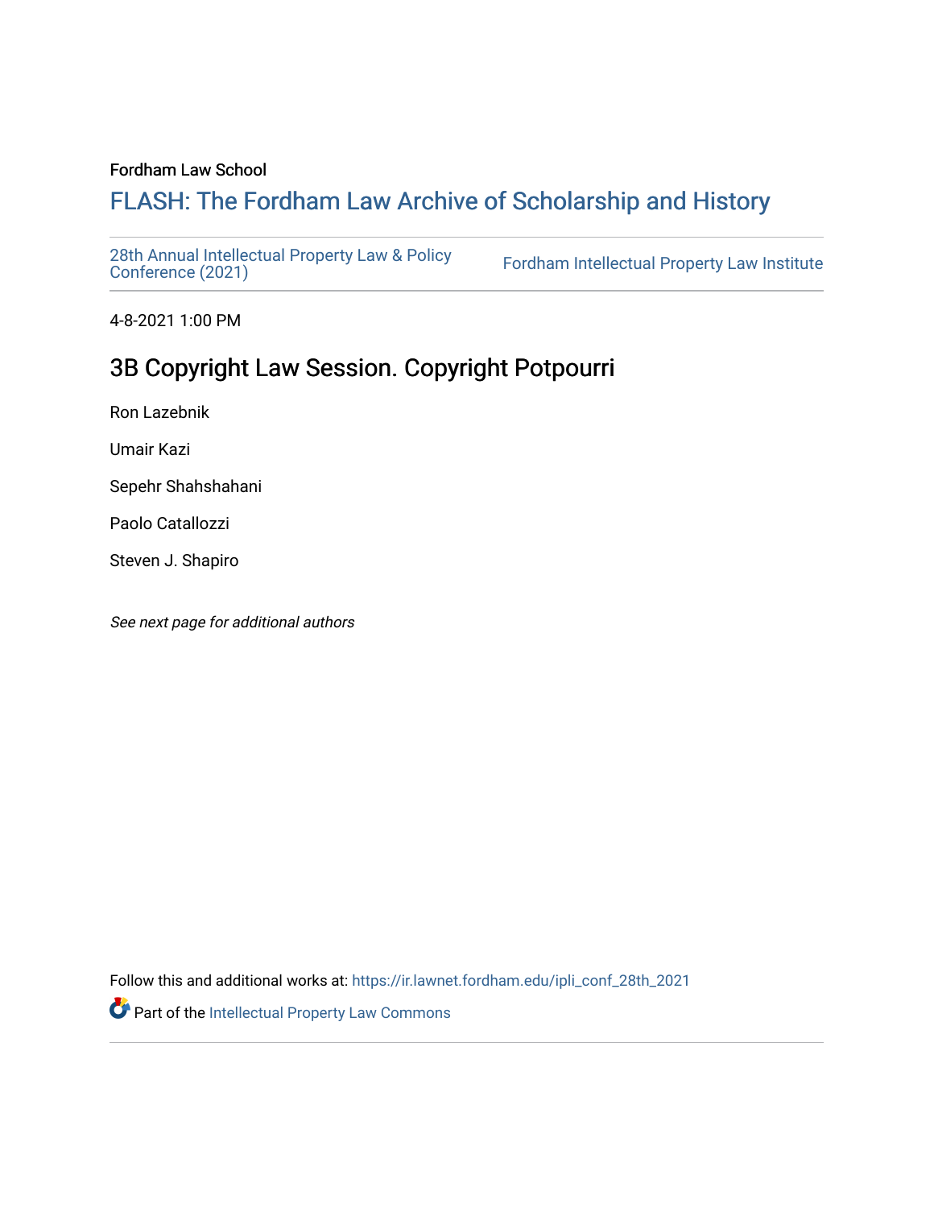Fordham Law School

# FLASH: The Fordham Law Archive of Scholarship and History

28th Annual Intellectual Property Law & Policy Conference (2021)

Fordham Intellectual Property Law Institute

4-8-2021 1:00 PM

## 3B Copyright Law Session. Copyright Potpourri

Ron Lazebnik

Umair Kazi

Sepehr Shahshahani

Paolo Catallozzi

Steven J. Shapiro

*See next page for additional authors*

Follow this and additional works at: https://ir.lawnet.fordham.edu/ipli_conf_28th_2021

Part of the Intellectual Property Law Commons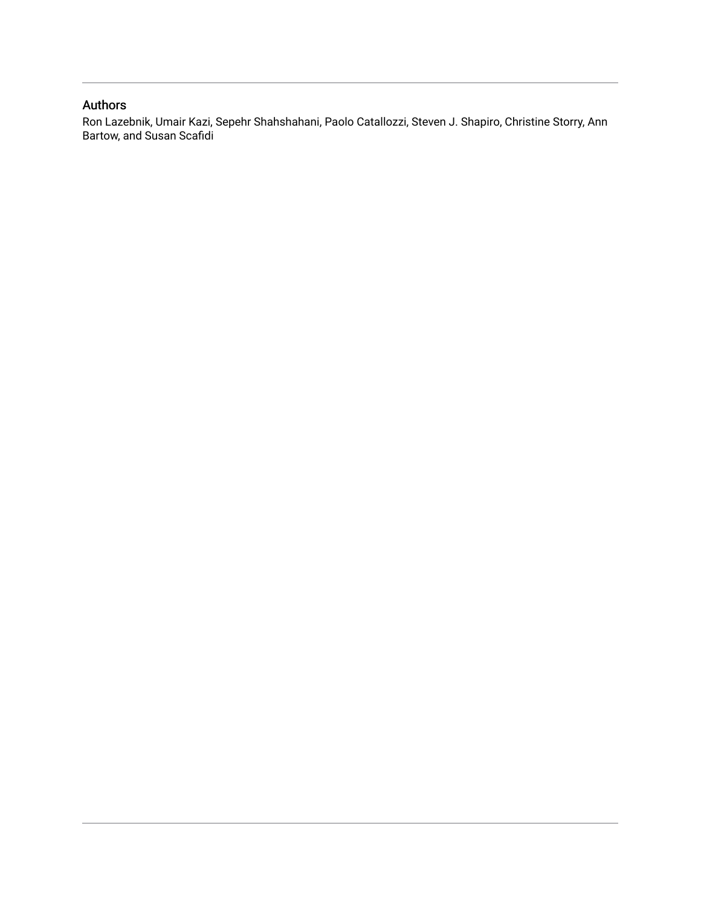## Authors

Ron Lazebnik, Umair Kazi, Sepehr Shahshahani, Paolo Catallozzi, Steven J. Shapiro, Christine Storry, Ann Bartow, and Susan Scafidi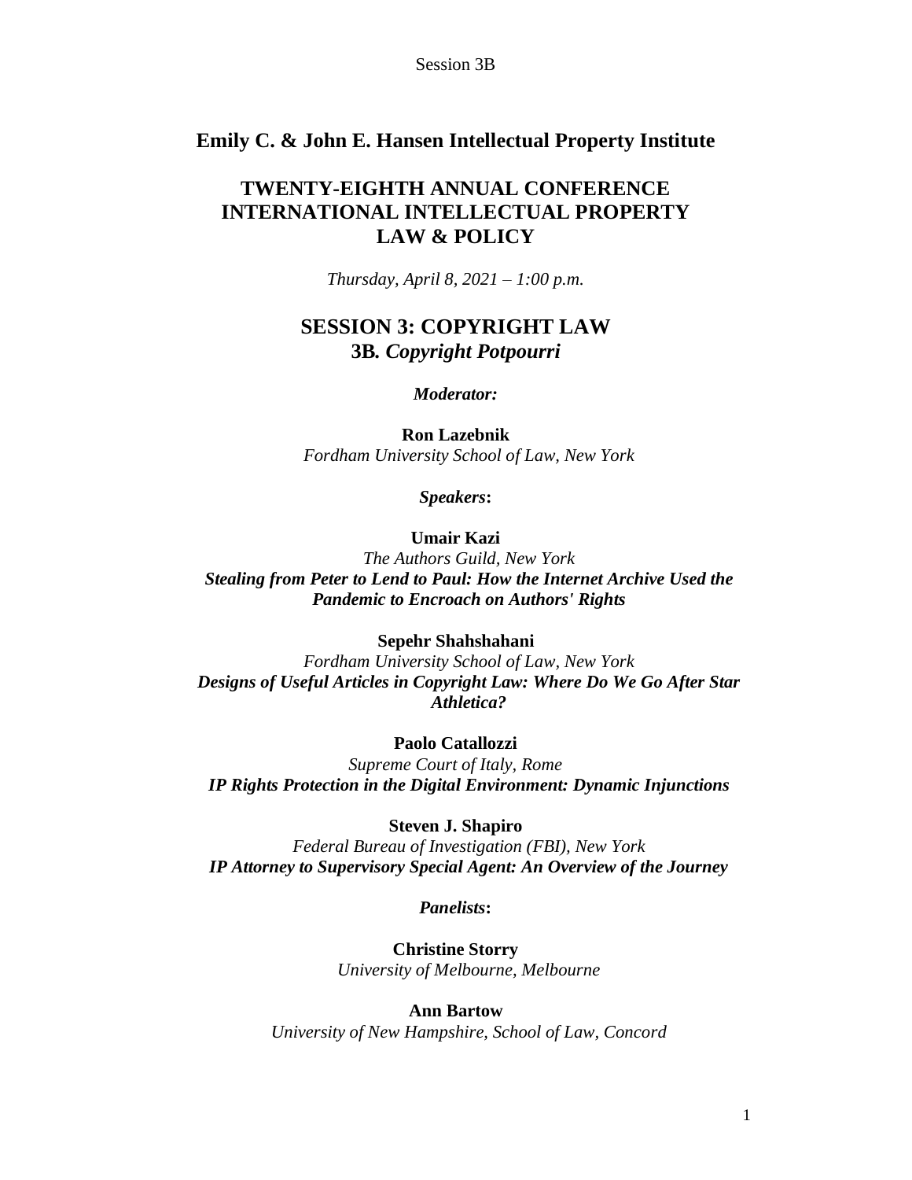# Emily C. & John E. Hansen Intellectual Property Institute

## TWENTY-EIGHTH ANNUAL CONFERENCE INTERNATIONAL INTELLECTUAL PROPERTY LAW & POLICY

*Thursday, April 8, 2021 – 1:00 p.m.*

## SESSION 3: COPYRIGHT LAW
### 3B. *Copyright Potpourri*

***Moderator:***

**Ron Lazebnik**
*Fordham University School of Law, New York*

***Speakers*:**

**Umair Kazi**
*The Authors Guild, New York*
***Stealing from Peter to Lend to Paul: How the Internet Archive Used the Pandemic to Encroach on Authors' Rights***

**Sepehr Shahshahani**
*Fordham University School of Law, New York*
***Designs of Useful Articles in Copyright Law: Where Do We Go After Star Athletica?***

**Paolo Catallozzi**
*Supreme Court of Italy, Rome*
***IP Rights Protection in the Digital Environment: Dynamic Injunctions***

**Steven J. Shapiro**
*Federal Bureau of Investigation (FBI), New York*
***IP Attorney to Supervisory Special Agent: An Overview of the Journey***

***Panelists*:**

**Christine Storry**
*University of Melbourne, Melbourne*

**Ann Bartow**
*University of New Hampshire, School of Law, Concord*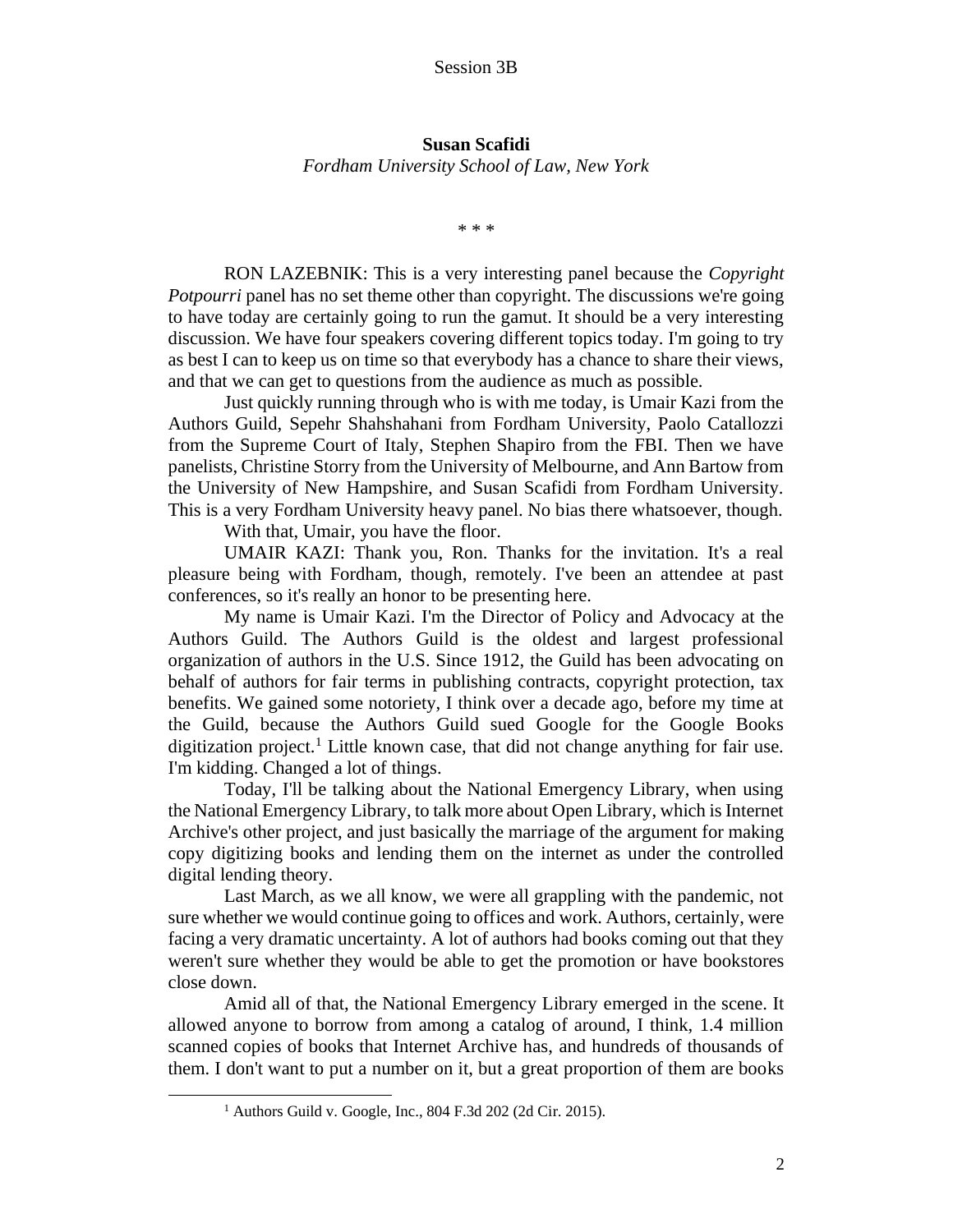Session 3B

**Susan Scafidi**
*Fordham University School of Law, New York*

\* \* \*

RON LAZEBNIK: This is a very interesting panel because the *Copyright Potpourri* panel has no set theme other than copyright. The discussions we're going to have today are certainly going to run the gamut. It should be a very interesting discussion. We have four speakers covering different topics today. I'm going to try as best I can to keep us on time so that everybody has a chance to share their views, and that we can get to questions from the audience as much as possible.

Just quickly running through who is with me today, is Umair Kazi from the Authors Guild, Sepehr Shahshahani from Fordham University, Paolo Catallozzi from the Supreme Court of Italy, Stephen Shapiro from the FBI. Then we have panelists, Christine Storry from the University of Melbourne, and Ann Bartow from the University of New Hampshire, and Susan Scafidi from Fordham University. This is a very Fordham University heavy panel. No bias there whatsoever, though.

With that, Umair, you have the floor.

UMAIR KAZI: Thank you, Ron. Thanks for the invitation. It's a real pleasure being with Fordham, though, remotely. I've been an attendee at past conferences, so it's really an honor to be presenting here.

My name is Umair Kazi. I'm the Director of Policy and Advocacy at the Authors Guild. The Authors Guild is the oldest and largest professional organization of authors in the U.S. Since 1912, the Guild has been advocating on behalf of authors for fair terms in publishing contracts, copyright protection, tax benefits. We gained some notoriety, I think over a decade ago, before my time at the Guild, because the Authors Guild sued Google for the Google Books digitization project.[1] Little known case, that did not change anything for fair use. I'm kidding. Changed a lot of things.

Today, I'll be talking about the National Emergency Library, when using the National Emergency Library, to talk more about Open Library, which is Internet Archive's other project, and just basically the marriage of the argument for making copy digitizing books and lending them on the internet as under the controlled digital lending theory.

Last March, as we all know, we were all grappling with the pandemic, not sure whether we would continue going to offices and work. Authors, certainly, were facing a very dramatic uncertainty. A lot of authors had books coming out that they weren't sure whether they would be able to get the promotion or have bookstores close down.

Amid all of that, the National Emergency Library emerged in the scene. It allowed anyone to borrow from among a catalog of around, I think, 1.4 million scanned copies of books that Internet Archive has, and hundreds of thousands of them. I don't want to put a number on it, but a great proportion of them are books

[1] Authors Guild v. Google, Inc., 804 F.3d 202 (2d Cir. 2015).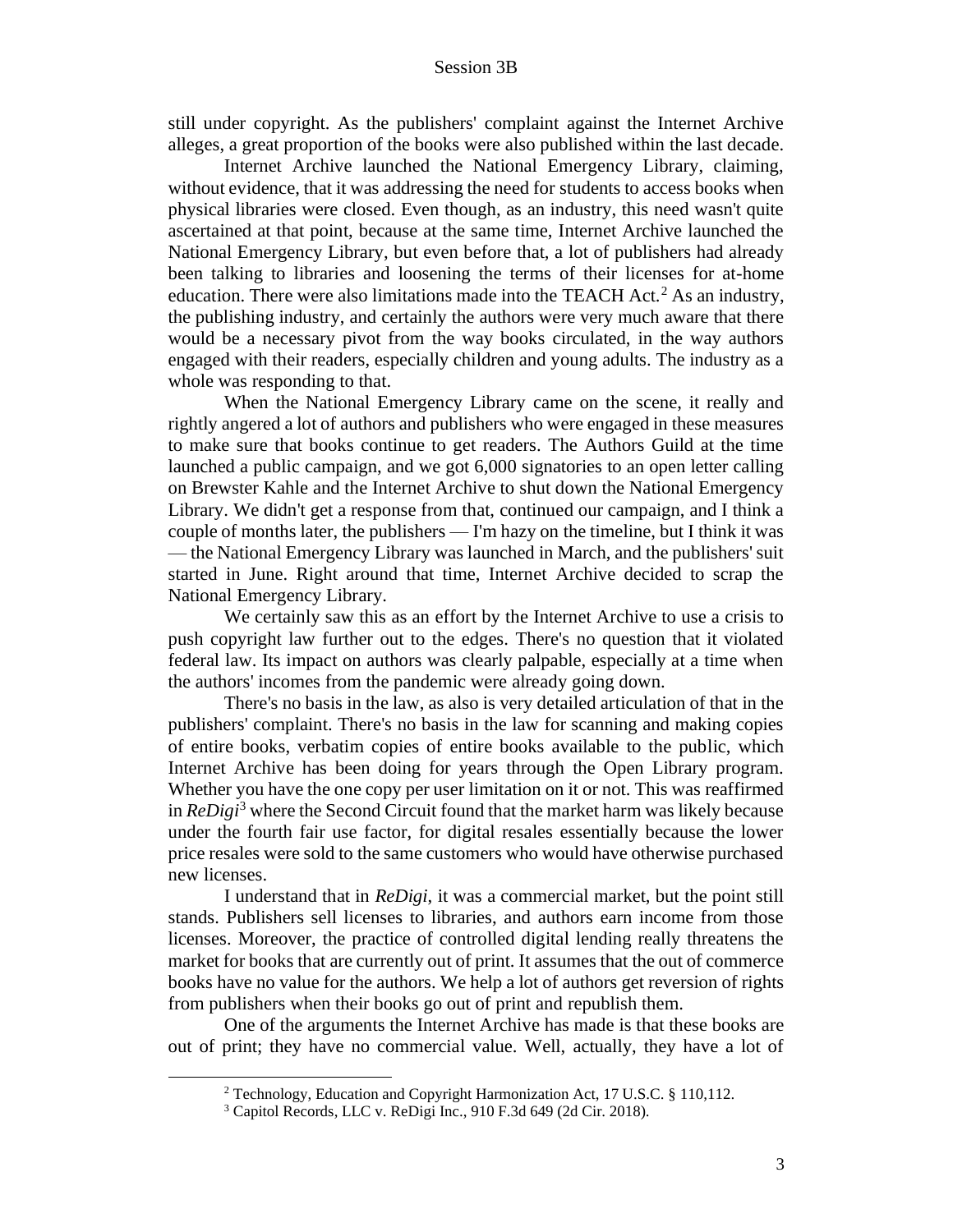still under copyright. As the publishers' complaint against the Internet Archive alleges, a great proportion of the books were also published within the last decade.

Internet Archive launched the National Emergency Library, claiming, without evidence, that it was addressing the need for students to access books when physical libraries were closed. Even though, as an industry, this need wasn't quite ascertained at that point, because at the same time, Internet Archive launched the National Emergency Library, but even before that, a lot of publishers had already been talking to libraries and loosening the terms of their licenses for at-home education. There were also limitations made into the TEACH Act.[2] As an industry, the publishing industry, and certainly the authors were very much aware that there would be a necessary pivot from the way books circulated, in the way authors engaged with their readers, especially children and young adults. The industry as a whole was responding to that.

When the National Emergency Library came on the scene, it really and rightly angered a lot of authors and publishers who were engaged in these measures to make sure that books continue to get readers. The Authors Guild at the time launched a public campaign, and we got 6,000 signatories to an open letter calling on Brewster Kahle and the Internet Archive to shut down the National Emergency Library. We didn't get a response from that, continued our campaign, and I think a couple of months later, the publishers — I'm hazy on the timeline, but I think it was — the National Emergency Library was launched in March, and the publishers' suit started in June. Right around that time, Internet Archive decided to scrap the National Emergency Library.

We certainly saw this as an effort by the Internet Archive to use a crisis to push copyright law further out to the edges. There's no question that it violated federal law. Its impact on authors was clearly palpable, especially at a time when the authors' incomes from the pandemic were already going down.

There's no basis in the law, as also is very detailed articulation of that in the publishers' complaint. There's no basis in the law for scanning and making copies of entire books, verbatim copies of entire books available to the public, which Internet Archive has been doing for years through the Open Library program. Whether you have the one copy per user limitation on it or not. This was reaffirmed in *ReDigi*[3] where the Second Circuit found that the market harm was likely because under the fourth fair use factor, for digital resales essentially because the lower price resales were sold to the same customers who would have otherwise purchased new licenses.

I understand that in *ReDigi*, it was a commercial market, but the point still stands. Publishers sell licenses to libraries, and authors earn income from those licenses. Moreover, the practice of controlled digital lending really threatens the market for books that are currently out of print. It assumes that the out of commerce books have no value for the authors. We help a lot of authors get reversion of rights from publishers when their books go out of print and republish them.

One of the arguments the Internet Archive has made is that these books are out of print; they have no commercial value. Well, actually, they have a lot of

---

[2] Technology, Education and Copyright Harmonization Act, 17 U.S.C. § 110,112.

[3] Capitol Records, LLC v. ReDigi Inc., 910 F.3d 649 (2d Cir. 2018).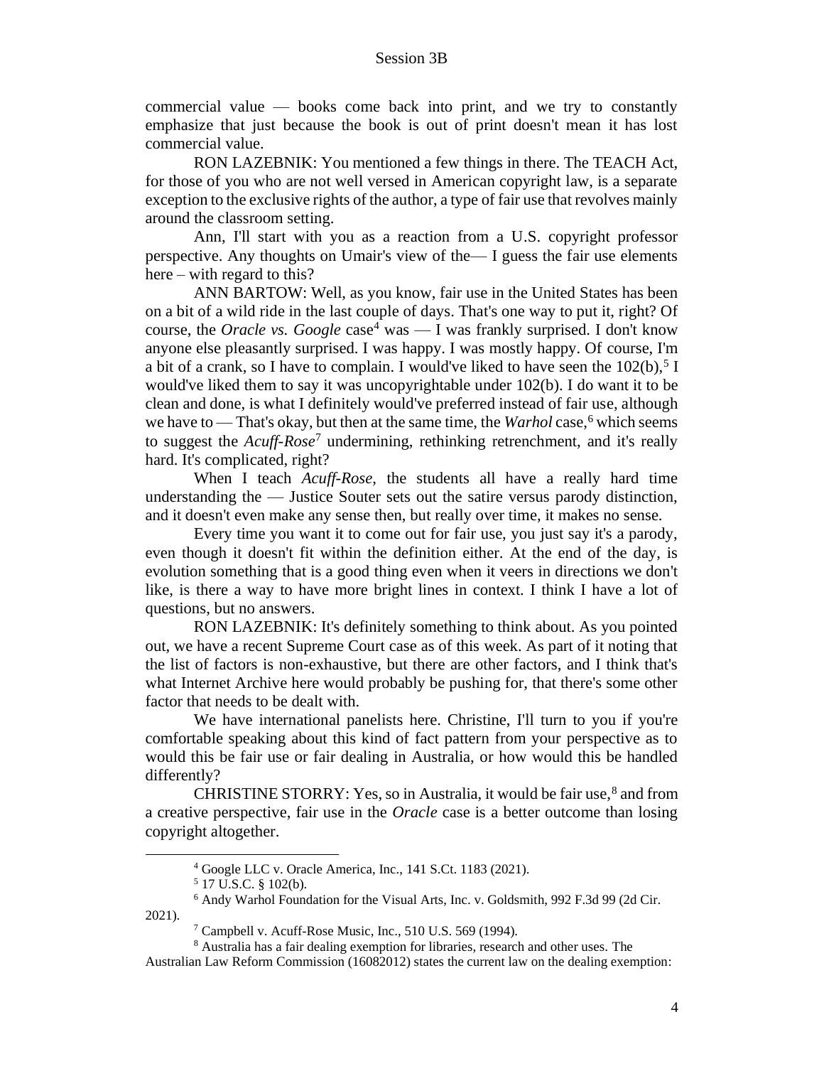commercial value — books come back into print, and we try to constantly emphasize that just because the book is out of print doesn't mean it has lost commercial value.

RON LAZEBNIK: You mentioned a few things in there. The TEACH Act, for those of you who are not well versed in American copyright law, is a separate exception to the exclusive rights of the author, a type of fair use that revolves mainly around the classroom setting.

Ann, I'll start with you as a reaction from a U.S. copyright professor perspective. Any thoughts on Umair's view of the— I guess the fair use elements here – with regard to this?

ANN BARTOW: Well, as you know, fair use in the United States has been on a bit of a wild ride in the last couple of days. That's one way to put it, right? Of course, the *Oracle vs. Google* case[4] was — I was frankly surprised. I don't know anyone else pleasantly surprised. I was happy. I was mostly happy. Of course, I'm a bit of a crank, so I have to complain. I would've liked to have seen the 102(b),[5] I would've liked them to say it was uncopyrightable under 102(b). I do want it to be clean and done, is what I definitely would've preferred instead of fair use, although we have to — That's okay, but then at the same time, the *Warhol* case,[6] which seems to suggest the *Acuff-Rose*[7] undermining, rethinking retrenchment, and it's really hard. It's complicated, right?

When I teach *Acuff-Rose*, the students all have a really hard time understanding the — Justice Souter sets out the satire versus parody distinction, and it doesn't even make any sense then, but really over time, it makes no sense.

Every time you want it to come out for fair use, you just say it's a parody, even though it doesn't fit within the definition either. At the end of the day, is evolution something that is a good thing even when it veers in directions we don't like, is there a way to have more bright lines in context. I think I have a lot of questions, but no answers.

RON LAZEBNIK: It's definitely something to think about. As you pointed out, we have a recent Supreme Court case as of this week. As part of it noting that the list of factors is non-exhaustive, but there are other factors, and I think that's what Internet Archive here would probably be pushing for, that there's some other factor that needs to be dealt with.

We have international panelists here. Christine, I'll turn to you if you're comfortable speaking about this kind of fact pattern from your perspective as to would this be fair use or fair dealing in Australia, or how would this be handled differently?

CHRISTINE STORRY: Yes, so in Australia, it would be fair use,[8] and from a creative perspective, fair use in the *Oracle* case is a better outcome than losing copyright altogether.

---

[4] Google LLC v. Oracle America, Inc., 141 S.Ct. 1183 (2021).

[5] 17 U.S.C. § 102(b).

[6] Andy Warhol Foundation for the Visual Arts, Inc. v. Goldsmith, 992 F.3d 99 (2d Cir. 2021).

[7] Campbell v. Acuff-Rose Music, Inc., 510 U.S. 569 (1994).

[8] Australia has a fair dealing exemption for libraries, research and other uses. The Australian Law Reform Commission (16082012) states the current law on the dealing exemption: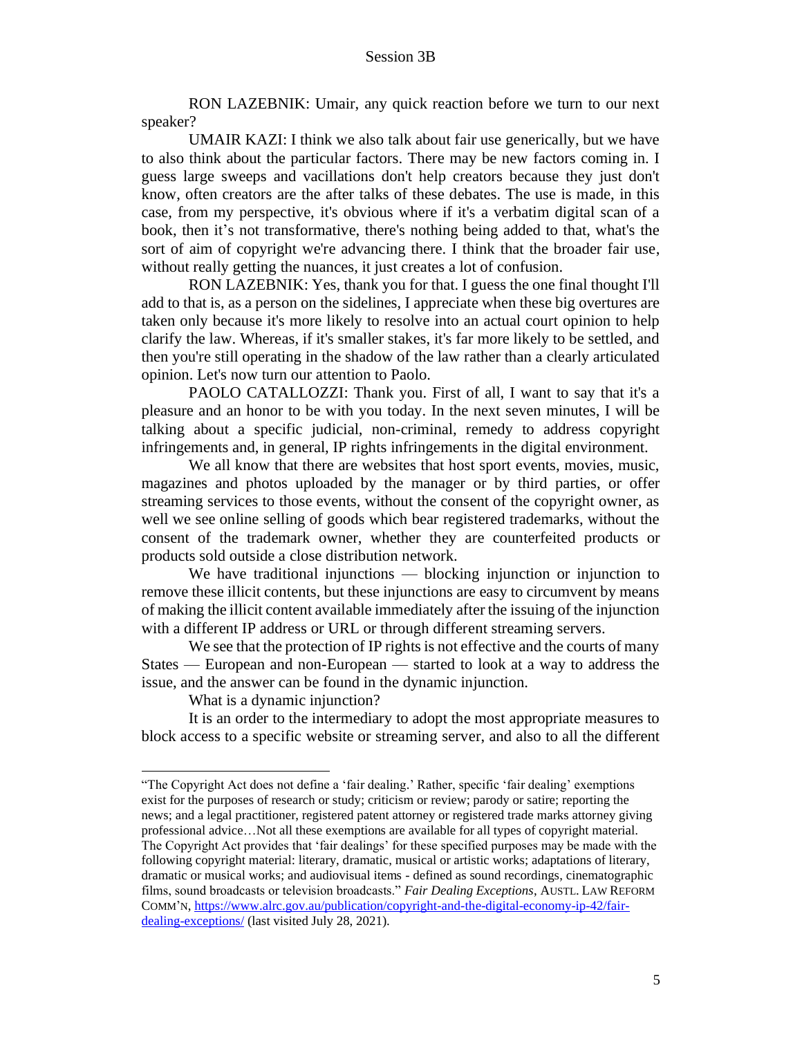RON LAZEBNIK: Umair, any quick reaction before we turn to our next speaker?

UMAIR KAZI: I think we also talk about fair use generically, but we have to also think about the particular factors. There may be new factors coming in. I guess large sweeps and vacillations don't help creators because they just don't know, often creators are the after talks of these debates. The use is made, in this case, from my perspective, it's obvious where if it's a verbatim digital scan of a book, then it's not transformative, there's nothing being added to that, what's the sort of aim of copyright we're advancing there. I think that the broader fair use, without really getting the nuances, it just creates a lot of confusion.

RON LAZEBNIK: Yes, thank you for that. I guess the one final thought I'll add to that is, as a person on the sidelines, I appreciate when these big overtures are taken only because it's more likely to resolve into an actual court opinion to help clarify the law. Whereas, if it's smaller stakes, it's far more likely to be settled, and then you're still operating in the shadow of the law rather than a clearly articulated opinion. Let's now turn our attention to Paolo.

PAOLO CATALLOZZI: Thank you. First of all, I want to say that it's a pleasure and an honor to be with you today. In the next seven minutes, I will be talking about a specific judicial, non-criminal, remedy to address copyright infringements and, in general, IP rights infringements in the digital environment.

We all know that there are websites that host sport events, movies, music, magazines and photos uploaded by the manager or by third parties, or offer streaming services to those events, without the consent of the copyright owner, as well we see online selling of goods which bear registered trademarks, without the consent of the trademark owner, whether they are counterfeited products or products sold outside a close distribution network.

We have traditional injunctions — blocking injunction or injunction to remove these illicit contents, but these injunctions are easy to circumvent by means of making the illicit content available immediately after the issuing of the injunction with a different IP address or URL or through different streaming servers.

We see that the protection of IP rights is not effective and the courts of many States — European and non-European — started to look at a way to address the issue, and the answer can be found in the dynamic injunction.

What is a dynamic injunction?

It is an order to the intermediary to adopt the most appropriate measures to block access to a specific website or streaming server, and also to all the different

---

"The Copyright Act does not define a 'fair dealing.' Rather, specific 'fair dealing' exemptions exist for the purposes of research or study; criticism or review; parody or satire; reporting the news; and a legal practitioner, registered patent attorney or registered trade marks attorney giving professional advice…Not all these exemptions are available for all types of copyright material. The Copyright Act provides that 'fair dealings' for these specified purposes may be made with the following copyright material: literary, dramatic, musical or artistic works; adaptations of literary, dramatic or musical works; and audiovisual items - defined as sound recordings, cinematographic films, sound broadcasts or television broadcasts." *Fair Dealing Exceptions*, AUSTL. LAW REFORM COMM'N, https://www.alrc.gov.au/publication/copyright-and-the-digital-economy-ip-42/fair-dealing-exceptions/ (last visited July 28, 2021).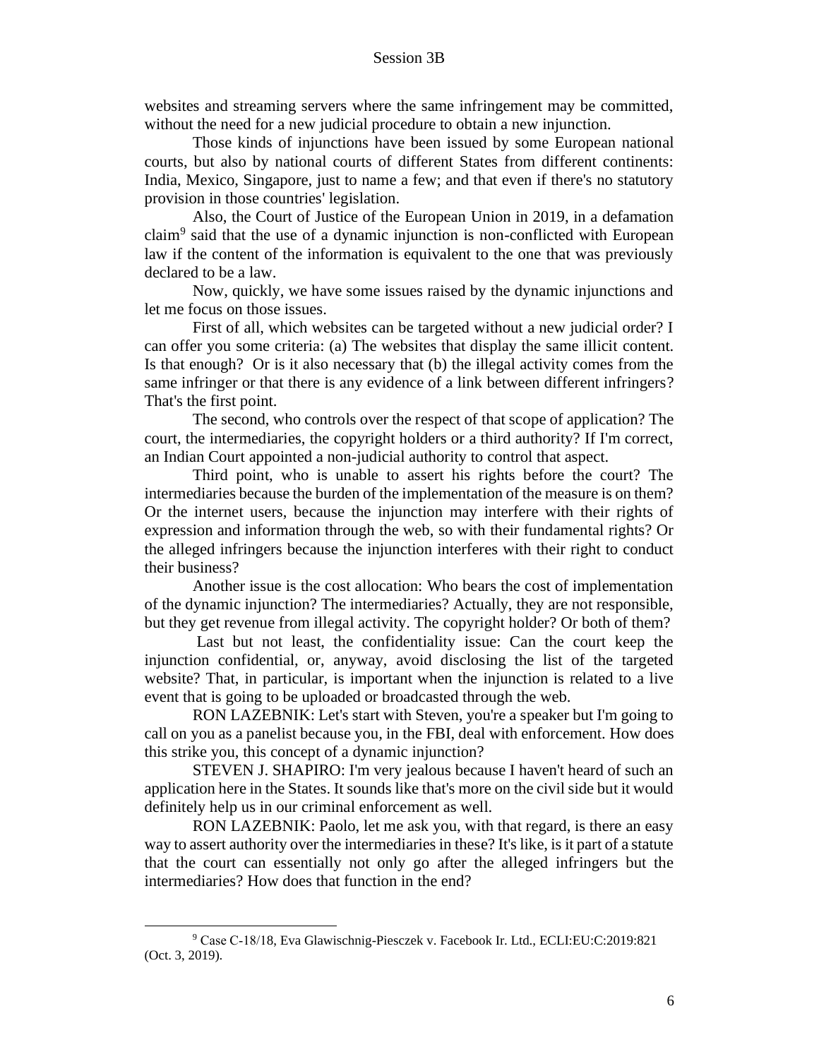websites and streaming servers where the same infringement may be committed, without the need for a new judicial procedure to obtain a new injunction.

Those kinds of injunctions have been issued by some European national courts, but also by national courts of different States from different continents: India, Mexico, Singapore, just to name a few; and that even if there's no statutory provision in those countries' legislation.

Also, the Court of Justice of the European Union in 2019, in a defamation claim[9] said that the use of a dynamic injunction is non-conflicted with European law if the content of the information is equivalent to the one that was previously declared to be a law.

Now, quickly, we have some issues raised by the dynamic injunctions and let me focus on those issues.

First of all, which websites can be targeted without a new judicial order? I can offer you some criteria: (a) The websites that display the same illicit content. Is that enough? Or is it also necessary that (b) the illegal activity comes from the same infringer or that there is any evidence of a link between different infringers? That's the first point.

The second, who controls over the respect of that scope of application? The court, the intermediaries, the copyright holders or a third authority? If I'm correct, an Indian Court appointed a non-judicial authority to control that aspect.

Third point, who is unable to assert his rights before the court? The intermediaries because the burden of the implementation of the measure is on them? Or the internet users, because the injunction may interfere with their rights of expression and information through the web, so with their fundamental rights? Or the alleged infringers because the injunction interferes with their right to conduct their business?

Another issue is the cost allocation: Who bears the cost of implementation of the dynamic injunction? The intermediaries? Actually, they are not responsible, but they get revenue from illegal activity. The copyright holder? Or both of them?

Last but not least, the confidentiality issue: Can the court keep the injunction confidential, or, anyway, avoid disclosing the list of the targeted website? That, in particular, is important when the injunction is related to a live event that is going to be uploaded or broadcasted through the web.

RON LAZEBNIK: Let's start with Steven, you're a speaker but I'm going to call on you as a panelist because you, in the FBI, deal with enforcement. How does this strike you, this concept of a dynamic injunction?

STEVEN J. SHAPIRO: I'm very jealous because I haven't heard of such an application here in the States. It sounds like that's more on the civil side but it would definitely help us in our criminal enforcement as well.

RON LAZEBNIK: Paolo, let me ask you, with that regard, is there an easy way to assert authority over the intermediaries in these? It's like, is it part of a statute that the court can essentially not only go after the alleged infringers but the intermediaries? How does that function in the end?

---

[9] Case C-18/18, Eva Glawischnig-Piesczek v. Facebook Ir. Ltd., ECLI:EU:C:2019:821 (Oct. 3, 2019).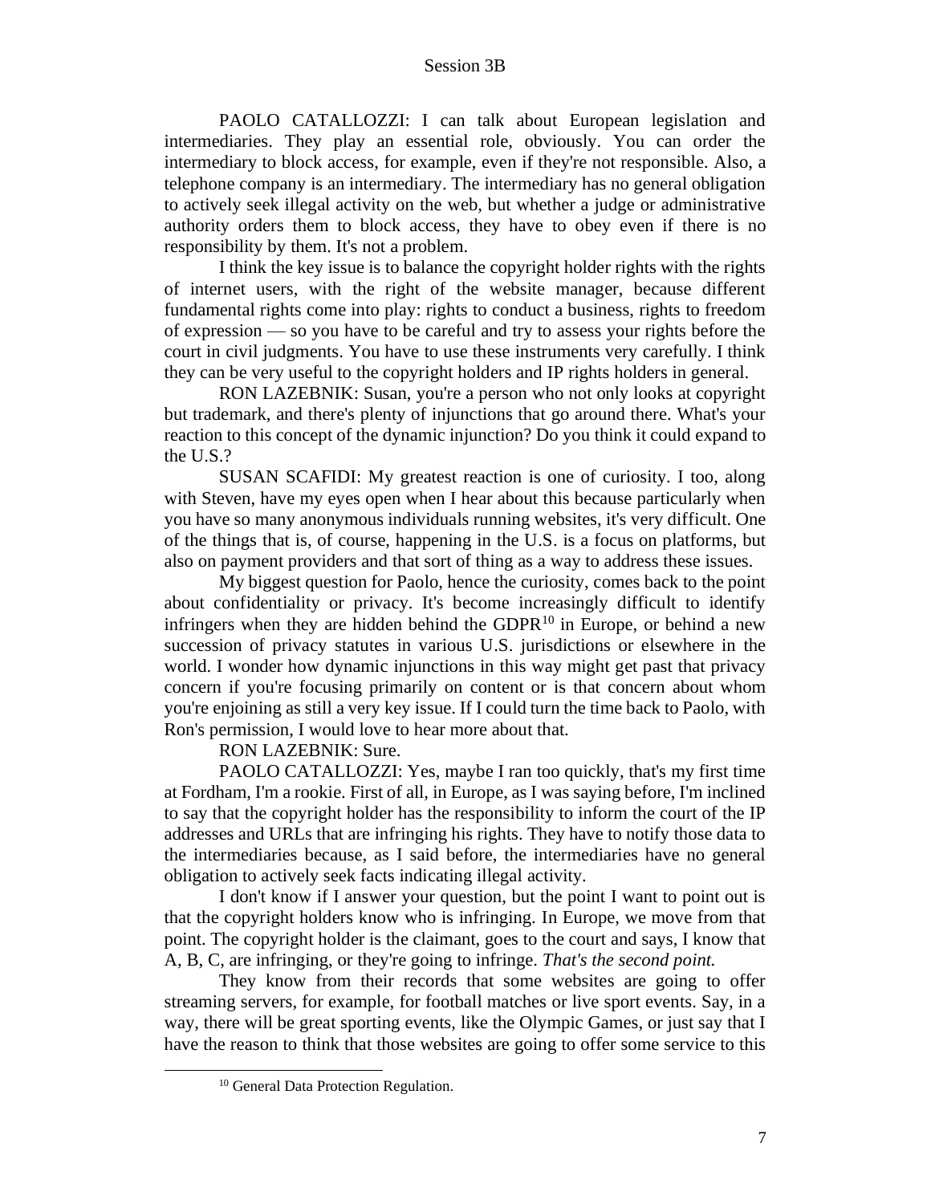PAOLO CATALLOZZI: I can talk about European legislation and intermediaries. They play an essential role, obviously. You can order the intermediary to block access, for example, even if they're not responsible. Also, a telephone company is an intermediary. The intermediary has no general obligation to actively seek illegal activity on the web, but whether a judge or administrative authority orders them to block access, they have to obey even if there is no responsibility by them. It's not a problem.

I think the key issue is to balance the copyright holder rights with the rights of internet users, with the right of the website manager, because different fundamental rights come into play: rights to conduct a business, rights to freedom of expression — so you have to be careful and try to assess your rights before the court in civil judgments. You have to use these instruments very carefully. I think they can be very useful to the copyright holders and IP rights holders in general.

RON LAZEBNIK: Susan, you're a person who not only looks at copyright but trademark, and there's plenty of injunctions that go around there. What's your reaction to this concept of the dynamic injunction? Do you think it could expand to the U.S.?

SUSAN SCAFIDI: My greatest reaction is one of curiosity. I too, along with Steven, have my eyes open when I hear about this because particularly when you have so many anonymous individuals running websites, it's very difficult. One of the things that is, of course, happening in the U.S. is a focus on platforms, but also on payment providers and that sort of thing as a way to address these issues.

My biggest question for Paolo, hence the curiosity, comes back to the point about confidentiality or privacy. It's become increasingly difficult to identify infringers when they are hidden behind the GDPR[10] in Europe, or behind a new succession of privacy statutes in various U.S. jurisdictions or elsewhere in the world. I wonder how dynamic injunctions in this way might get past that privacy concern if you're focusing primarily on content or is that concern about whom you're enjoining as still a very key issue. If I could turn the time back to Paolo, with Ron's permission, I would love to hear more about that.

RON LAZEBNIK: Sure.

PAOLO CATALLOZZI: Yes, maybe I ran too quickly, that's my first time at Fordham, I'm a rookie. First of all, in Europe, as I was saying before, I'm inclined to say that the copyright holder has the responsibility to inform the court of the IP addresses and URLs that are infringing his rights. They have to notify those data to the intermediaries because, as I said before, the intermediaries have no general obligation to actively seek facts indicating illegal activity.

I don't know if I answer your question, but the point I want to point out is that the copyright holders know who is infringing. In Europe, we move from that point. The copyright holder is the claimant, goes to the court and says, I know that A, B, C, are infringing, or they're going to infringe. *That's the second point.*

They know from their records that some websites are going to offer streaming servers, for example, for football matches or live sport events. Say, in a way, there will be great sporting events, like the Olympic Games, or just say that I have the reason to think that those websites are going to offer some service to this

[10] General Data Protection Regulation.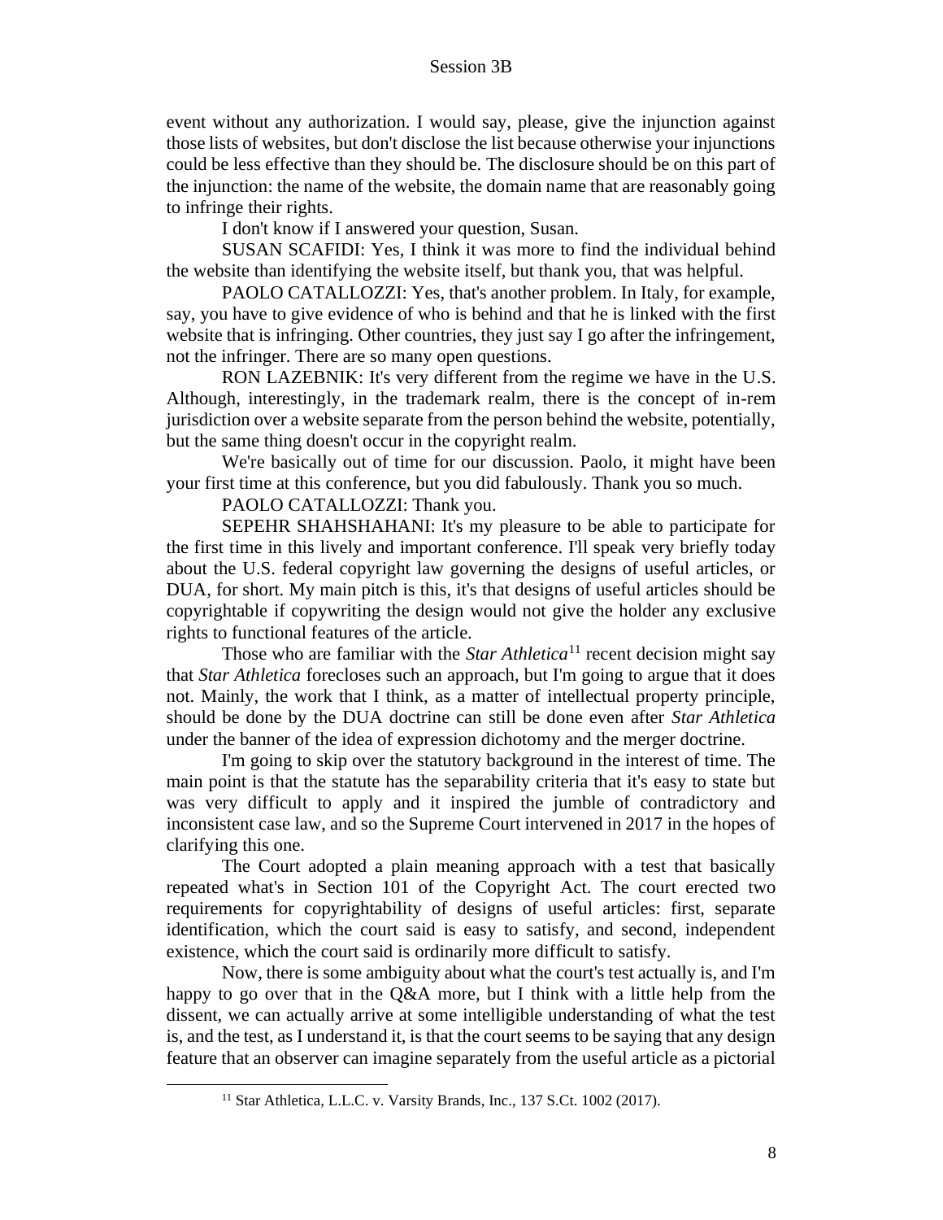event without any authorization. I would say, please, give the injunction against those lists of websites, but don't disclose the list because otherwise your injunctions could be less effective than they should be. The disclosure should be on this part of the injunction: the name of the website, the domain name that are reasonably going to infringe their rights.

I don't know if I answered your question, Susan.

SUSAN SCAFIDI: Yes, I think it was more to find the individual behind the website than identifying the website itself, but thank you, that was helpful.

PAOLO CATALLOZZI: Yes, that's another problem. In Italy, for example, say, you have to give evidence of who is behind and that he is linked with the first website that is infringing. Other countries, they just say I go after the infringement, not the infringer. There are so many open questions.

RON LAZEBNIK: It's very different from the regime we have in the U.S. Although, interestingly, in the trademark realm, there is the concept of in-rem jurisdiction over a website separate from the person behind the website, potentially, but the same thing doesn't occur in the copyright realm.

We're basically out of time for our discussion. Paolo, it might have been your first time at this conference, but you did fabulously. Thank you so much.

PAOLO CATALLOZZI: Thank you.

SEPEHR SHAHSHAHANI: It's my pleasure to be able to participate for the first time in this lively and important conference. I'll speak very briefly today about the U.S. federal copyright law governing the designs of useful articles, or DUA, for short. My main pitch is this, it's that designs of useful articles should be copyrightable if copywriting the design would not give the holder any exclusive rights to functional features of the article.

Those who are familiar with the *Star Athletica*[11] recent decision might say that *Star Athletica* forecloses such an approach, but I'm going to argue that it does not. Mainly, the work that I think, as a matter of intellectual property principle, should be done by the DUA doctrine can still be done even after *Star Athletica* under the banner of the idea of expression dichotomy and the merger doctrine.

I'm going to skip over the statutory background in the interest of time. The main point is that the statute has the separability criteria that it's easy to state but was very difficult to apply and it inspired the jumble of contradictory and inconsistent case law, and so the Supreme Court intervened in 2017 in the hopes of clarifying this one.

The Court adopted a plain meaning approach with a test that basically repeated what's in Section 101 of the Copyright Act. The court erected two requirements for copyrightability of designs of useful articles: first, separate identification, which the court said is easy to satisfy, and second, independent existence, which the court said is ordinarily more difficult to satisfy.

Now, there is some ambiguity about what the court's test actually is, and I'm happy to go over that in the Q&A more, but I think with a little help from the dissent, we can actually arrive at some intelligible understanding of what the test is, and the test, as I understand it, is that the court seems to be saying that any design feature that an observer can imagine separately from the useful article as a pictorial

[11] Star Athletica, L.L.C. v. Varsity Brands, Inc., 137 S.Ct. 1002 (2017).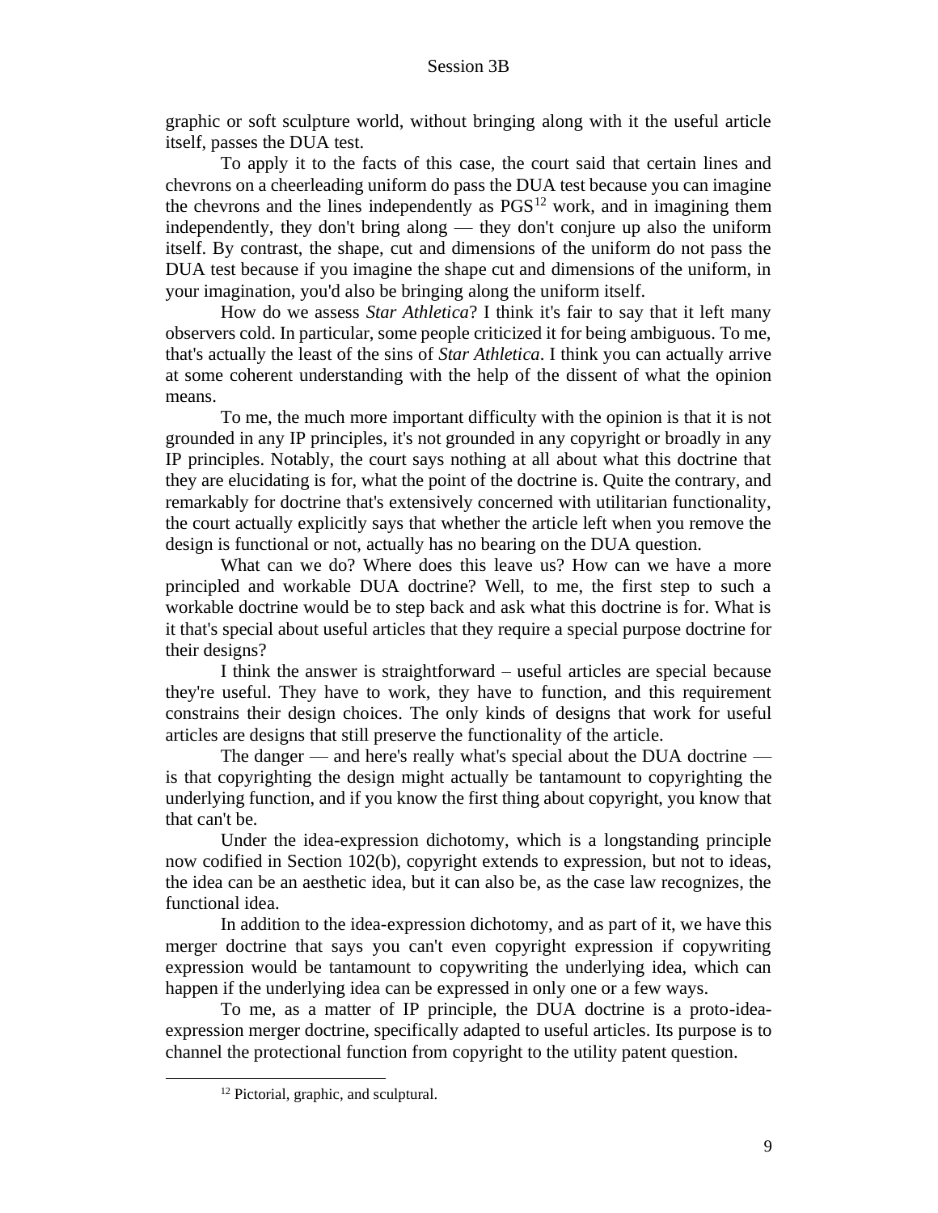graphic or soft sculpture world, without bringing along with it the useful article itself, passes the DUA test.

To apply it to the facts of this case, the court said that certain lines and chevrons on a cheerleading uniform do pass the DUA test because you can imagine the chevrons and the lines independently as PGS[12] work, and in imagining them independently, they don't bring along — they don't conjure up also the uniform itself. By contrast, the shape, cut and dimensions of the uniform do not pass the DUA test because if you imagine the shape cut and dimensions of the uniform, in your imagination, you'd also be bringing along the uniform itself.

How do we assess *Star Athletica*? I think it's fair to say that it left many observers cold. In particular, some people criticized it for being ambiguous. To me, that's actually the least of the sins of *Star Athletica*. I think you can actually arrive at some coherent understanding with the help of the dissent of what the opinion means.

To me, the much more important difficulty with the opinion is that it is not grounded in any IP principles, it's not grounded in any copyright or broadly in any IP principles. Notably, the court says nothing at all about what this doctrine that they are elucidating is for, what the point of the doctrine is. Quite the contrary, and remarkably for doctrine that's extensively concerned with utilitarian functionality, the court actually explicitly says that whether the article left when you remove the design is functional or not, actually has no bearing on the DUA question.

What can we do? Where does this leave us? How can we have a more principled and workable DUA doctrine? Well, to me, the first step to such a workable doctrine would be to step back and ask what this doctrine is for. What is it that's special about useful articles that they require a special purpose doctrine for their designs?

I think the answer is straightforward – useful articles are special because they're useful. They have to work, they have to function, and this requirement constrains their design choices. The only kinds of designs that work for useful articles are designs that still preserve the functionality of the article.

The danger — and here's really what's special about the DUA doctrine — is that copyrighting the design might actually be tantamount to copyrighting the underlying function, and if you know the first thing about copyright, you know that that can't be.

Under the idea-expression dichotomy, which is a longstanding principle now codified in Section 102(b), copyright extends to expression, but not to ideas, the idea can be an aesthetic idea, but it can also be, as the case law recognizes, the functional idea.

In addition to the idea-expression dichotomy, and as part of it, we have this merger doctrine that says you can't even copyright expression if copywriting expression would be tantamount to copywriting the underlying idea, which can happen if the underlying idea can be expressed in only one or a few ways.

To me, as a matter of IP principle, the DUA doctrine is a proto-idea-expression merger doctrine, specifically adapted to useful articles. Its purpose is to channel the protectional function from copyright to the utility patent question.

[12] Pictorial, graphic, and sculptural.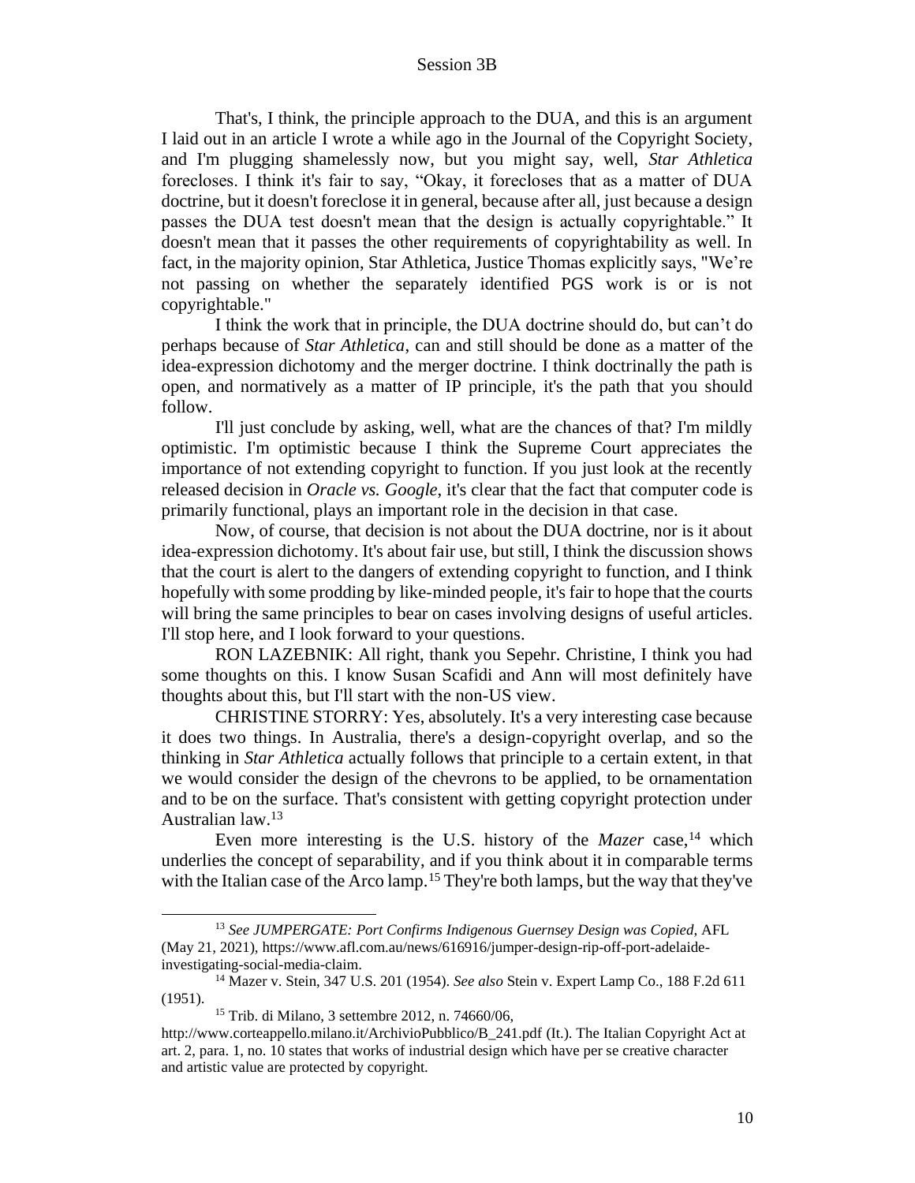That's, I think, the principle approach to the DUA, and this is an argument I laid out in an article I wrote a while ago in the Journal of the Copyright Society, and I'm plugging shamelessly now, but you might say, well, *Star Athletica* forecloses. I think it's fair to say, "Okay, it forecloses that as a matter of DUA doctrine, but it doesn't foreclose it in general, because after all, just because a design passes the DUA test doesn't mean that the design is actually copyrightable." It doesn't mean that it passes the other requirements of copyrightability as well. In fact, in the majority opinion, Star Athletica, Justice Thomas explicitly says, "We're not passing on whether the separately identified PGS work is or is not copyrightable."

I think the work that in principle, the DUA doctrine should do, but can't do perhaps because of *Star Athletica*, can and still should be done as a matter of the idea-expression dichotomy and the merger doctrine. I think doctrinally the path is open, and normatively as a matter of IP principle, it's the path that you should follow.

I'll just conclude by asking, well, what are the chances of that? I'm mildly optimistic. I'm optimistic because I think the Supreme Court appreciates the importance of not extending copyright to function. If you just look at the recently released decision in *Oracle vs. Google*, it's clear that the fact that computer code is primarily functional, plays an important role in the decision in that case.

Now, of course, that decision is not about the DUA doctrine, nor is it about idea-expression dichotomy. It's about fair use, but still, I think the discussion shows that the court is alert to the dangers of extending copyright to function, and I think hopefully with some prodding by like-minded people, it's fair to hope that the courts will bring the same principles to bear on cases involving designs of useful articles. I'll stop here, and I look forward to your questions.

RON LAZEBNIK: All right, thank you Sepehr. Christine, I think you had some thoughts on this. I know Susan Scafidi and Ann will most definitely have thoughts about this, but I'll start with the non-US view.

CHRISTINE STORRY: Yes, absolutely. It's a very interesting case because it does two things. In Australia, there's a design-copyright overlap, and so the thinking in *Star Athletica* actually follows that principle to a certain extent, in that we would consider the design of the chevrons to be applied, to be ornamentation and to be on the surface. That's consistent with getting copyright protection under Australian law.[13]

Even more interesting is the U.S. history of the *Mazer* case,[14] which underlies the concept of separability, and if you think about it in comparable terms with the Italian case of the Arco lamp.[15] They're both lamps, but the way that they've

---

[13] *See JUMPERGATE: Port Confirms Indigenous Guernsey Design was Copied*, AFL (May 21, 2021), https://www.afl.com.au/news/616916/jumper-design-rip-off-port-adelaide-investigating-social-media-claim.

[14] Mazer v. Stein, 347 U.S. 201 (1954). *See also* Stein v. Expert Lamp Co., 188 F.2d 611 (1951).

[15] Trib. di Milano, 3 settembre 2012, n. 74660/06, http://www.corteappello.milano.it/ArchivioPubblico/B_241.pdf (It.). The Italian Copyright Act at art. 2, para. 1, no. 10 states that works of industrial design which have per se creative character and artistic value are protected by copyright.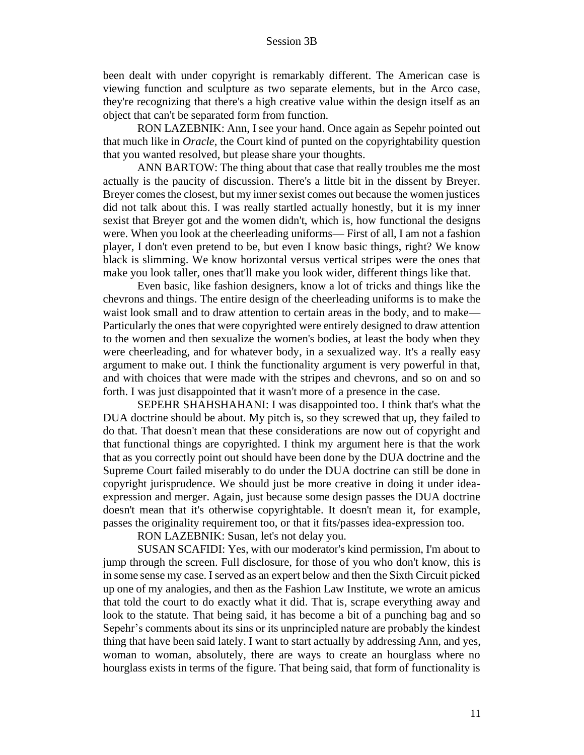been dealt with under copyright is remarkably different. The American case is viewing function and sculpture as two separate elements, but in the Arco case, they're recognizing that there's a high creative value within the design itself as an object that can't be separated form from function.

RON LAZEBNIK: Ann, I see your hand. Once again as Sepehr pointed out that much like in *Oracle*, the Court kind of punted on the copyrightability question that you wanted resolved, but please share your thoughts.

ANN BARTOW: The thing about that case that really troubles me the most actually is the paucity of discussion. There's a little bit in the dissent by Breyer. Breyer comes the closest, but my inner sexist comes out because the women justices did not talk about this. I was really startled actually honestly, but it is my inner sexist that Breyer got and the women didn't, which is, how functional the designs were. When you look at the cheerleading uniforms— First of all, I am not a fashion player, I don't even pretend to be, but even I know basic things, right? We know black is slimming. We know horizontal versus vertical stripes were the ones that make you look taller, ones that'll make you look wider, different things like that.

Even basic, like fashion designers, know a lot of tricks and things like the chevrons and things. The entire design of the cheerleading uniforms is to make the waist look small and to draw attention to certain areas in the body, and to make— Particularly the ones that were copyrighted were entirely designed to draw attention to the women and then sexualize the women's bodies, at least the body when they were cheerleading, and for whatever body, in a sexualized way. It's a really easy argument to make out. I think the functionality argument is very powerful in that, and with choices that were made with the stripes and chevrons, and so on and so forth. I was just disappointed that it wasn't more of a presence in the case.

SEPEHR SHAHSHAHANI: I was disappointed too. I think that's what the DUA doctrine should be about. My pitch is, so they screwed that up, they failed to do that. That doesn't mean that these considerations are now out of copyright and that functional things are copyrighted. I think my argument here is that the work that as you correctly point out should have been done by the DUA doctrine and the Supreme Court failed miserably to do under the DUA doctrine can still be done in copyright jurisprudence. We should just be more creative in doing it under idea-expression and merger. Again, just because some design passes the DUA doctrine doesn't mean that it's otherwise copyrightable. It doesn't mean it, for example, passes the originality requirement too, or that it fits/passes idea-expression too.

RON LAZEBNIK: Susan, let's not delay you.

SUSAN SCAFIDI: Yes, with our moderator's kind permission, I'm about to jump through the screen. Full disclosure, for those of you who don't know, this is in some sense my case. I served as an expert below and then the Sixth Circuit picked up one of my analogies, and then as the Fashion Law Institute, we wrote an amicus that told the court to do exactly what it did. That is, scrape everything away and look to the statute. That being said, it has become a bit of a punching bag and so Sepehr's comments about its sins or its unprincipled nature are probably the kindest thing that have been said lately. I want to start actually by addressing Ann, and yes, woman to woman, absolutely, there are ways to create an hourglass where no hourglass exists in terms of the figure. That being said, that form of functionality is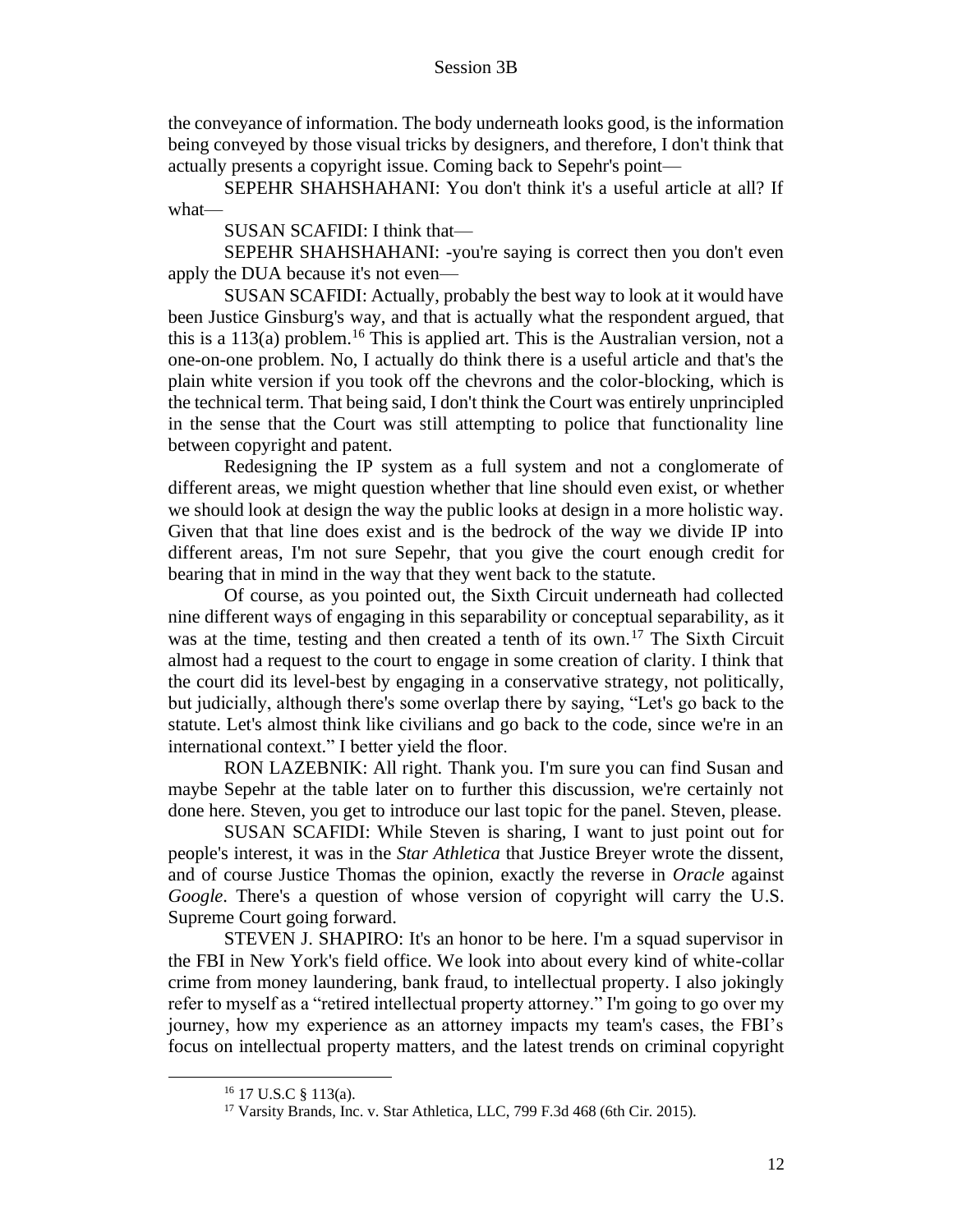the conveyance of information. The body underneath looks good, is the information being conveyed by those visual tricks by designers, and therefore, I don't think that actually presents a copyright issue. Coming back to Sepehr's point—

SEPEHR SHAHSHAHANI: You don't think it's a useful article at all? If what—

SUSAN SCAFIDI: I think that—

SEPEHR SHAHSHAHANI: -you're saying is correct then you don't even apply the DUA because it's not even—

SUSAN SCAFIDI: Actually, probably the best way to look at it would have been Justice Ginsburg's way, and that is actually what the respondent argued, that this is a 113(a) problem.[16] This is applied art. This is the Australian version, not a one-on-one problem. No, I actually do think there is a useful article and that's the plain white version if you took off the chevrons and the color-blocking, which is the technical term. That being said, I don't think the Court was entirely unprincipled in the sense that the Court was still attempting to police that functionality line between copyright and patent.

Redesigning the IP system as a full system and not a conglomerate of different areas, we might question whether that line should even exist, or whether we should look at design the way the public looks at design in a more holistic way. Given that that line does exist and is the bedrock of the way we divide IP into different areas, I'm not sure Sepehr, that you give the court enough credit for bearing that in mind in the way that they went back to the statute.

Of course, as you pointed out, the Sixth Circuit underneath had collected nine different ways of engaging in this separability or conceptual separability, as it was at the time, testing and then created a tenth of its own.[17] The Sixth Circuit almost had a request to the court to engage in some creation of clarity. I think that the court did its level-best by engaging in a conservative strategy, not politically, but judicially, although there's some overlap there by saying, "Let's go back to the statute. Let's almost think like civilians and go back to the code, since we're in an international context." I better yield the floor.

RON LAZEBNIK: All right. Thank you. I'm sure you can find Susan and maybe Sepehr at the table later on to further this discussion, we're certainly not done here. Steven, you get to introduce our last topic for the panel. Steven, please.

SUSAN SCAFIDI: While Steven is sharing, I want to just point out for people's interest, it was in the *Star Athletica* that Justice Breyer wrote the dissent, and of course Justice Thomas the opinion, exactly the reverse in *Oracle* against *Google*. There's a question of whose version of copyright will carry the U.S. Supreme Court going forward.

STEVEN J. SHAPIRO: It's an honor to be here. I'm a squad supervisor in the FBI in New York's field office. We look into about every kind of white-collar crime from money laundering, bank fraud, to intellectual property. I also jokingly refer to myself as a "retired intellectual property attorney." I'm going to go over my journey, how my experience as an attorney impacts my team's cases, the FBI's focus on intellectual property matters, and the latest trends on criminal copyright

---

[16] 17 U.S.C § 113(a).

[17] Varsity Brands, Inc. v. Star Athletica, LLC, 799 F.3d 468 (6th Cir. 2015).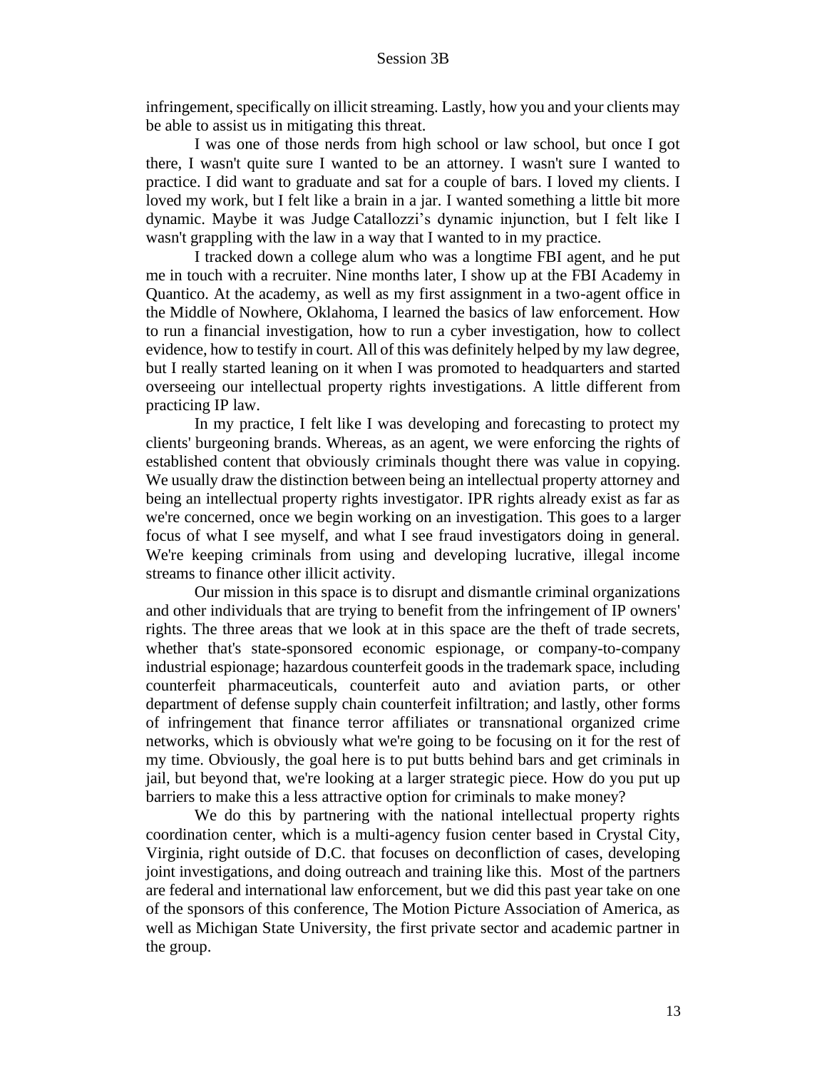infringement, specifically on illicit streaming. Lastly, how you and your clients may be able to assist us in mitigating this threat.

I was one of those nerds from high school or law school, but once I got there, I wasn't quite sure I wanted to be an attorney. I wasn't sure I wanted to practice. I did want to graduate and sat for a couple of bars. I loved my clients. I loved my work, but I felt like a brain in a jar. I wanted something a little bit more dynamic. Maybe it was Judge Catallozzi's dynamic injunction, but I felt like I wasn't grappling with the law in a way that I wanted to in my practice.

I tracked down a college alum who was a longtime FBI agent, and he put me in touch with a recruiter. Nine months later, I show up at the FBI Academy in Quantico. At the academy, as well as my first assignment in a two-agent office in the Middle of Nowhere, Oklahoma, I learned the basics of law enforcement. How to run a financial investigation, how to run a cyber investigation, how to collect evidence, how to testify in court. All of this was definitely helped by my law degree, but I really started leaning on it when I was promoted to headquarters and started overseeing our intellectual property rights investigations. A little different from practicing IP law.

In my practice, I felt like I was developing and forecasting to protect my clients' burgeoning brands. Whereas, as an agent, we were enforcing the rights of established content that obviously criminals thought there was value in copying. We usually draw the distinction between being an intellectual property attorney and being an intellectual property rights investigator. IPR rights already exist as far as we're concerned, once we begin working on an investigation. This goes to a larger focus of what I see myself, and what I see fraud investigators doing in general. We're keeping criminals from using and developing lucrative, illegal income streams to finance other illicit activity.

Our mission in this space is to disrupt and dismantle criminal organizations and other individuals that are trying to benefit from the infringement of IP owners' rights. The three areas that we look at in this space are the theft of trade secrets, whether that's state-sponsored economic espionage, or company-to-company industrial espionage; hazardous counterfeit goods in the trademark space, including counterfeit pharmaceuticals, counterfeit auto and aviation parts, or other department of defense supply chain counterfeit infiltration; and lastly, other forms of infringement that finance terror affiliates or transnational organized crime networks, which is obviously what we're going to be focusing on it for the rest of my time. Obviously, the goal here is to put butts behind bars and get criminals in jail, but beyond that, we're looking at a larger strategic piece. How do you put up barriers to make this a less attractive option for criminals to make money?

We do this by partnering with the national intellectual property rights coordination center, which is a multi-agency fusion center based in Crystal City, Virginia, right outside of D.C. that focuses on deconfliction of cases, developing joint investigations, and doing outreach and training like this. Most of the partners are federal and international law enforcement, but we did this past year take on one of the sponsors of this conference, The Motion Picture Association of America, as well as Michigan State University, the first private sector and academic partner in the group.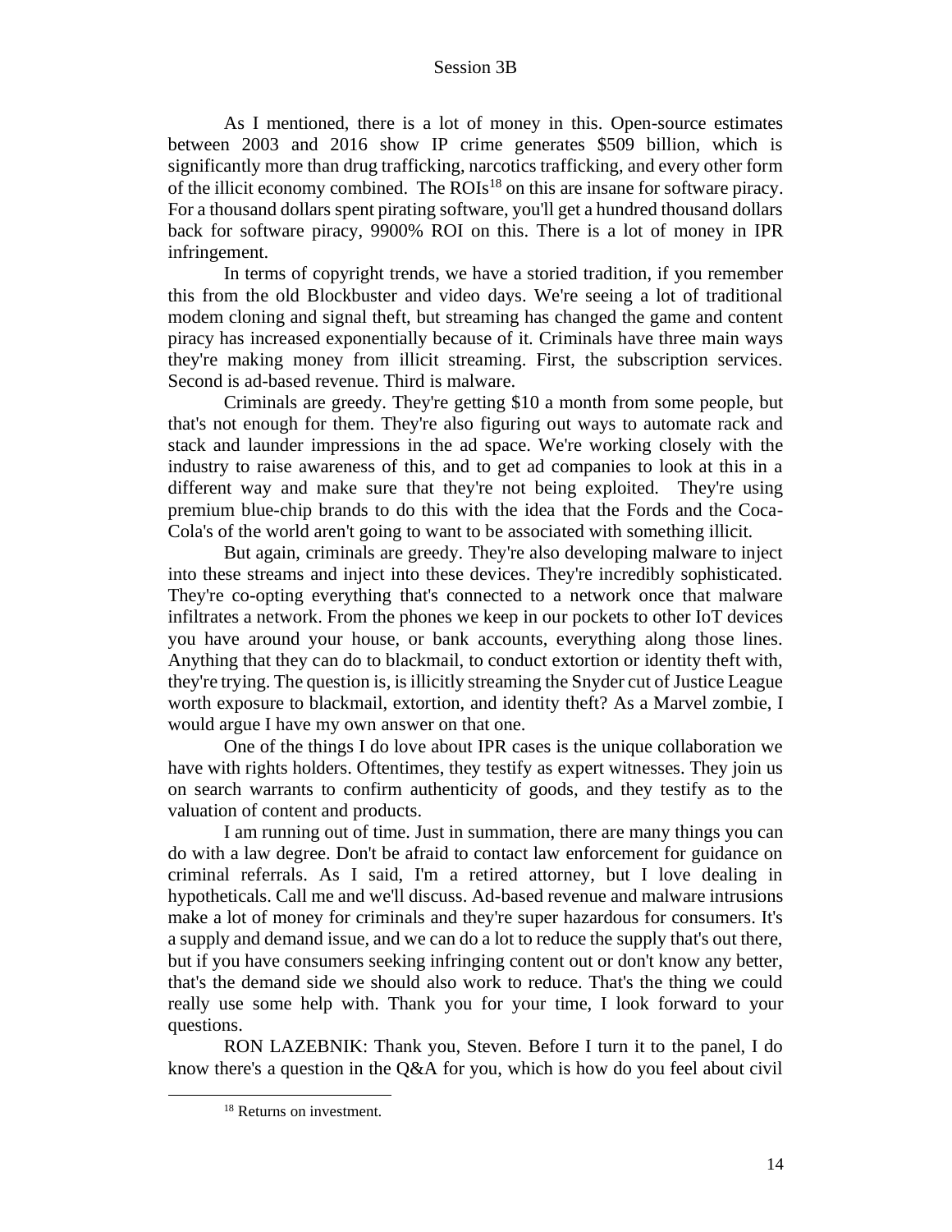As I mentioned, there is a lot of money in this. Open-source estimates between 2003 and 2016 show IP crime generates $509 billion, which is significantly more than drug trafficking, narcotics trafficking, and every other form of the illicit economy combined. The ROIs[18] on this are insane for software piracy. For a thousand dollars spent pirating software, you'll get a hundred thousand dollars back for software piracy, 9900% ROI on this. There is a lot of money in IPR infringement.

In terms of copyright trends, we have a storied tradition, if you remember this from the old Blockbuster and video days. We're seeing a lot of traditional modem cloning and signal theft, but streaming has changed the game and content piracy has increased exponentially because of it. Criminals have three main ways they're making money from illicit streaming. First, the subscription services. Second is ad-based revenue. Third is malware.

Criminals are greedy. They're getting $10 a month from some people, but that's not enough for them. They're also figuring out ways to automate rack and stack and launder impressions in the ad space. We're working closely with the industry to raise awareness of this, and to get ad companies to look at this in a different way and make sure that they're not being exploited. They're using premium blue-chip brands to do this with the idea that the Fords and the Coca-Cola's of the world aren't going to want to be associated with something illicit.

But again, criminals are greedy. They're also developing malware to inject into these streams and inject into these devices. They're incredibly sophisticated. They're co-opting everything that's connected to a network once that malware infiltrates a network. From the phones we keep in our pockets to other IoT devices you have around your house, or bank accounts, everything along those lines. Anything that they can do to blackmail, to conduct extortion or identity theft with, they're trying. The question is, is illicitly streaming the Snyder cut of Justice League worth exposure to blackmail, extortion, and identity theft? As a Marvel zombie, I would argue I have my own answer on that one.

One of the things I do love about IPR cases is the unique collaboration we have with rights holders. Oftentimes, they testify as expert witnesses. They join us on search warrants to confirm authenticity of goods, and they testify as to the valuation of content and products.

I am running out of time. Just in summation, there are many things you can do with a law degree. Don't be afraid to contact law enforcement for guidance on criminal referrals. As I said, I'm a retired attorney, but I love dealing in hypotheticals. Call me and we'll discuss. Ad-based revenue and malware intrusions make a lot of money for criminals and they're super hazardous for consumers. It's a supply and demand issue, and we can do a lot to reduce the supply that's out there, but if you have consumers seeking infringing content out or don't know any better, that's the demand side we should also work to reduce. That's the thing we could really use some help with. Thank you for your time, I look forward to your questions.

RON LAZEBNIK: Thank you, Steven. Before I turn it to the panel, I do know there's a question in the Q&A for you, which is how do you feel about civil

[18] Returns on investment.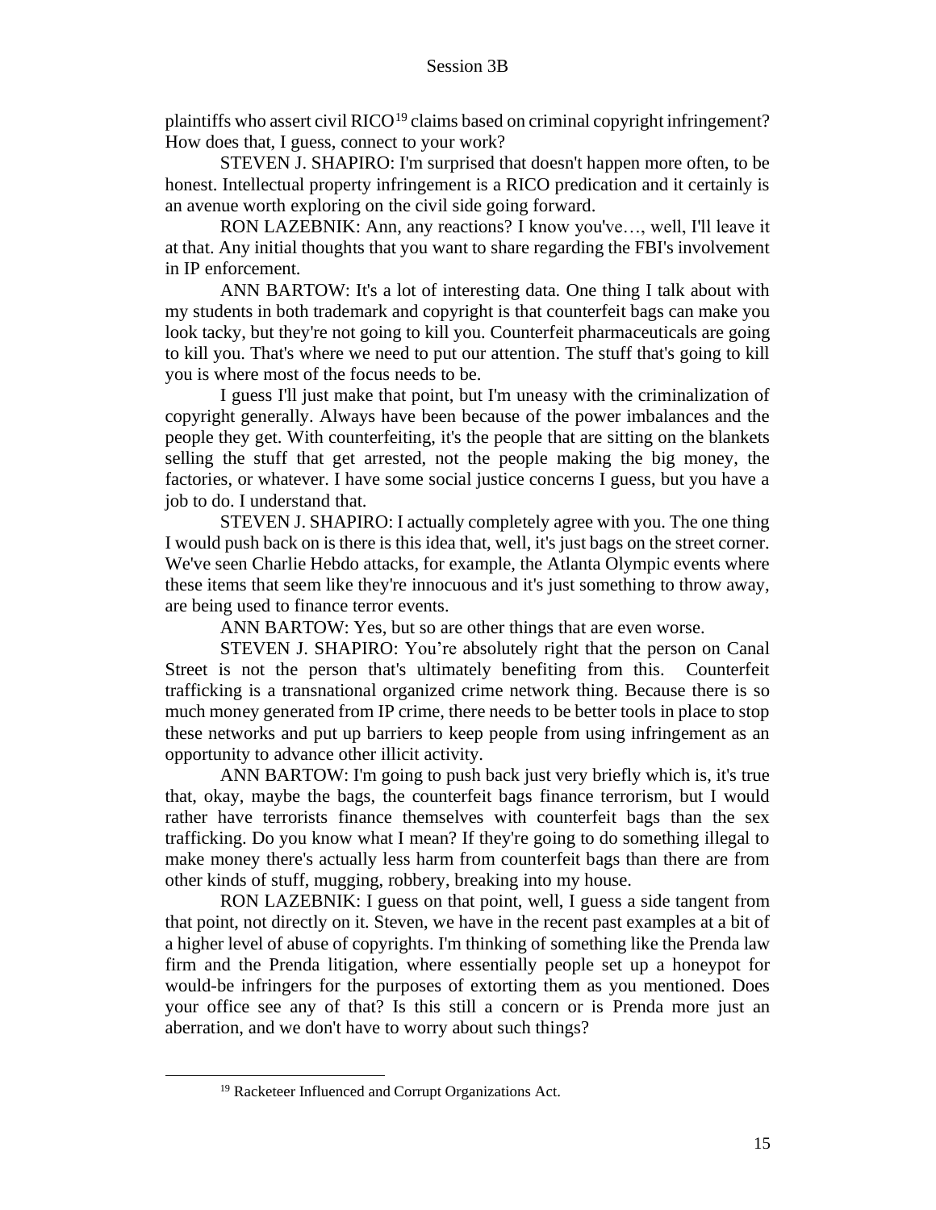plaintiffs who assert civil RICO[19] claims based on criminal copyright infringement? How does that, I guess, connect to your work?

STEVEN J. SHAPIRO: I'm surprised that doesn't happen more often, to be honest. Intellectual property infringement is a RICO predication and it certainly is an avenue worth exploring on the civil side going forward.

RON LAZEBNIK: Ann, any reactions? I know you've…, well, I'll leave it at that. Any initial thoughts that you want to share regarding the FBI's involvement in IP enforcement.

ANN BARTOW: It's a lot of interesting data. One thing I talk about with my students in both trademark and copyright is that counterfeit bags can make you look tacky, but they're not going to kill you. Counterfeit pharmaceuticals are going to kill you. That's where we need to put our attention. The stuff that's going to kill you is where most of the focus needs to be.

I guess I'll just make that point, but I'm uneasy with the criminalization of copyright generally. Always have been because of the power imbalances and the people they get. With counterfeiting, it's the people that are sitting on the blankets selling the stuff that get arrested, not the people making the big money, the factories, or whatever. I have some social justice concerns I guess, but you have a job to do. I understand that.

STEVEN J. SHAPIRO: I actually completely agree with you. The one thing I would push back on is there is this idea that, well, it's just bags on the street corner. We've seen Charlie Hebdo attacks, for example, the Atlanta Olympic events where these items that seem like they're innocuous and it's just something to throw away, are being used to finance terror events.

ANN BARTOW: Yes, but so are other things that are even worse.

STEVEN J. SHAPIRO: You're absolutely right that the person on Canal Street is not the person that's ultimately benefiting from this. Counterfeit trafficking is a transnational organized crime network thing. Because there is so much money generated from IP crime, there needs to be better tools in place to stop these networks and put up barriers to keep people from using infringement as an opportunity to advance other illicit activity.

ANN BARTOW: I'm going to push back just very briefly which is, it's true that, okay, maybe the bags, the counterfeit bags finance terrorism, but I would rather have terrorists finance themselves with counterfeit bags than the sex trafficking. Do you know what I mean? If they're going to do something illegal to make money there's actually less harm from counterfeit bags than there are from other kinds of stuff, mugging, robbery, breaking into my house.

RON LAZEBNIK: I guess on that point, well, I guess a side tangent from that point, not directly on it. Steven, we have in the recent past examples at a bit of a higher level of abuse of copyrights. I'm thinking of something like the Prenda law firm and the Prenda litigation, where essentially people set up a honeypot for would-be infringers for the purposes of extorting them as you mentioned. Does your office see any of that? Is this still a concern or is Prenda more just an aberration, and we don't have to worry about such things?

[19] Racketeer Influenced and Corrupt Organizations Act.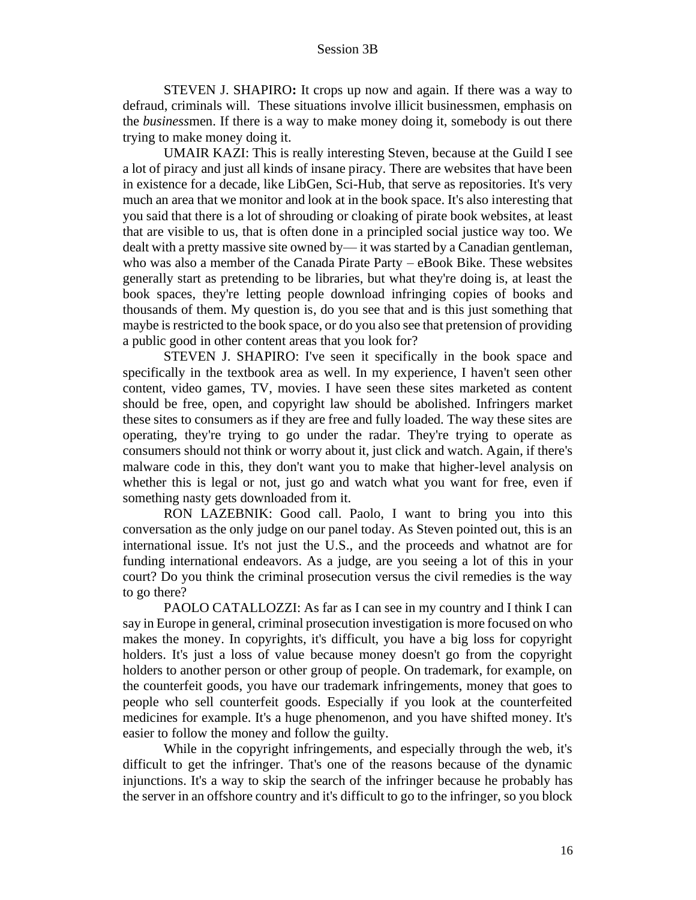STEVEN J. SHAPIRO**:** It crops up now and again. If there was a way to defraud, criminals will. These situations involve illicit businessmen, emphasis on the *business*men. If there is a way to make money doing it, somebody is out there trying to make money doing it.

UMAIR KAZI: This is really interesting Steven, because at the Guild I see a lot of piracy and just all kinds of insane piracy. There are websites that have been in existence for a decade, like LibGen, Sci-Hub, that serve as repositories. It's very much an area that we monitor and look at in the book space. It's also interesting that you said that there is a lot of shrouding or cloaking of pirate book websites, at least that are visible to us, that is often done in a principled social justice way too. We dealt with a pretty massive site owned by— it was started by a Canadian gentleman, who was also a member of the Canada Pirate Party – eBook Bike. These websites generally start as pretending to be libraries, but what they're doing is, at least the book spaces, they're letting people download infringing copies of books and thousands of them. My question is, do you see that and is this just something that maybe is restricted to the book space, or do you also see that pretension of providing a public good in other content areas that you look for?

STEVEN J. SHAPIRO: I've seen it specifically in the book space and specifically in the textbook area as well. In my experience, I haven't seen other content, video games, TV, movies. I have seen these sites marketed as content should be free, open, and copyright law should be abolished. Infringers market these sites to consumers as if they are free and fully loaded. The way these sites are operating, they're trying to go under the radar. They're trying to operate as consumers should not think or worry about it, just click and watch. Again, if there's malware code in this, they don't want you to make that higher-level analysis on whether this is legal or not, just go and watch what you want for free, even if something nasty gets downloaded from it.

RON LAZEBNIK: Good call. Paolo, I want to bring you into this conversation as the only judge on our panel today. As Steven pointed out, this is an international issue. It's not just the U.S., and the proceeds and whatnot are for funding international endeavors. As a judge, are you seeing a lot of this in your court? Do you think the criminal prosecution versus the civil remedies is the way to go there?

PAOLO CATALLOZZI: As far as I can see in my country and I think I can say in Europe in general, criminal prosecution investigation is more focused on who makes the money. In copyrights, it's difficult, you have a big loss for copyright holders. It's just a loss of value because money doesn't go from the copyright holders to another person or other group of people. On trademark, for example, on the counterfeit goods, you have our trademark infringements, money that goes to people who sell counterfeit goods. Especially if you look at the counterfeited medicines for example. It's a huge phenomenon, and you have shifted money. It's easier to follow the money and follow the guilty.

While in the copyright infringements, and especially through the web, it's difficult to get the infringer. That's one of the reasons because of the dynamic injunctions. It's a way to skip the search of the infringer because he probably has the server in an offshore country and it's difficult to go to the infringer, so you block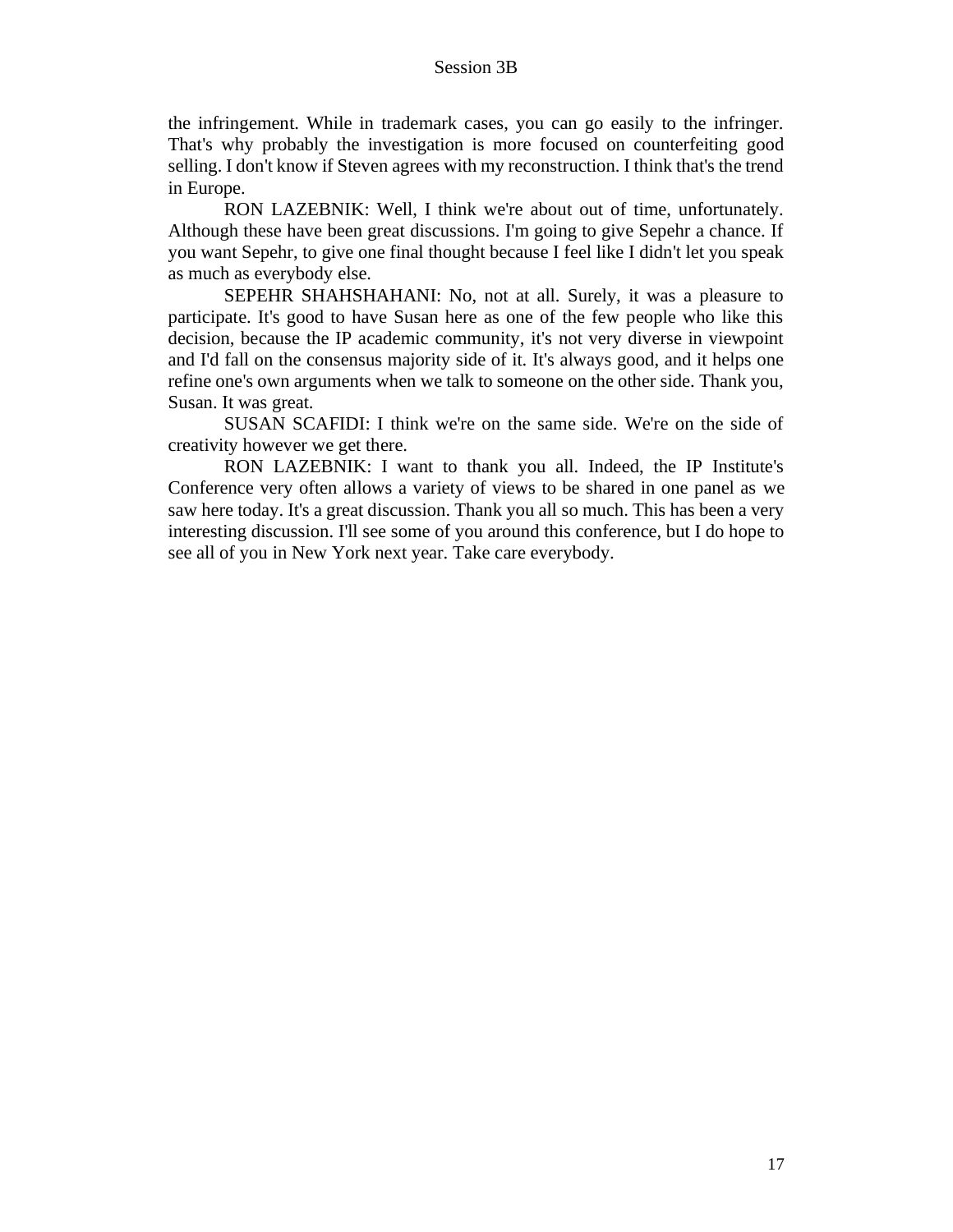the infringement. While in trademark cases, you can go easily to the infringer. That's why probably the investigation is more focused on counterfeiting good selling. I don't know if Steven agrees with my reconstruction. I think that's the trend in Europe.

RON LAZEBNIK: Well, I think we're about out of time, unfortunately. Although these have been great discussions. I'm going to give Sepehr a chance. If you want Sepehr, to give one final thought because I feel like I didn't let you speak as much as everybody else.

SEPEHR SHAHSHAHANI: No, not at all. Surely, it was a pleasure to participate. It's good to have Susan here as one of the few people who like this decision, because the IP academic community, it's not very diverse in viewpoint and I'd fall on the consensus majority side of it. It's always good, and it helps one refine one's own arguments when we talk to someone on the other side. Thank you, Susan. It was great.

SUSAN SCAFIDI: I think we're on the same side. We're on the side of creativity however we get there.

RON LAZEBNIK: I want to thank you all. Indeed, the IP Institute's Conference very often allows a variety of views to be shared in one panel as we saw here today. It's a great discussion. Thank you all so much. This has been a very interesting discussion. I'll see some of you around this conference, but I do hope to see all of you in New York next year. Take care everybody.